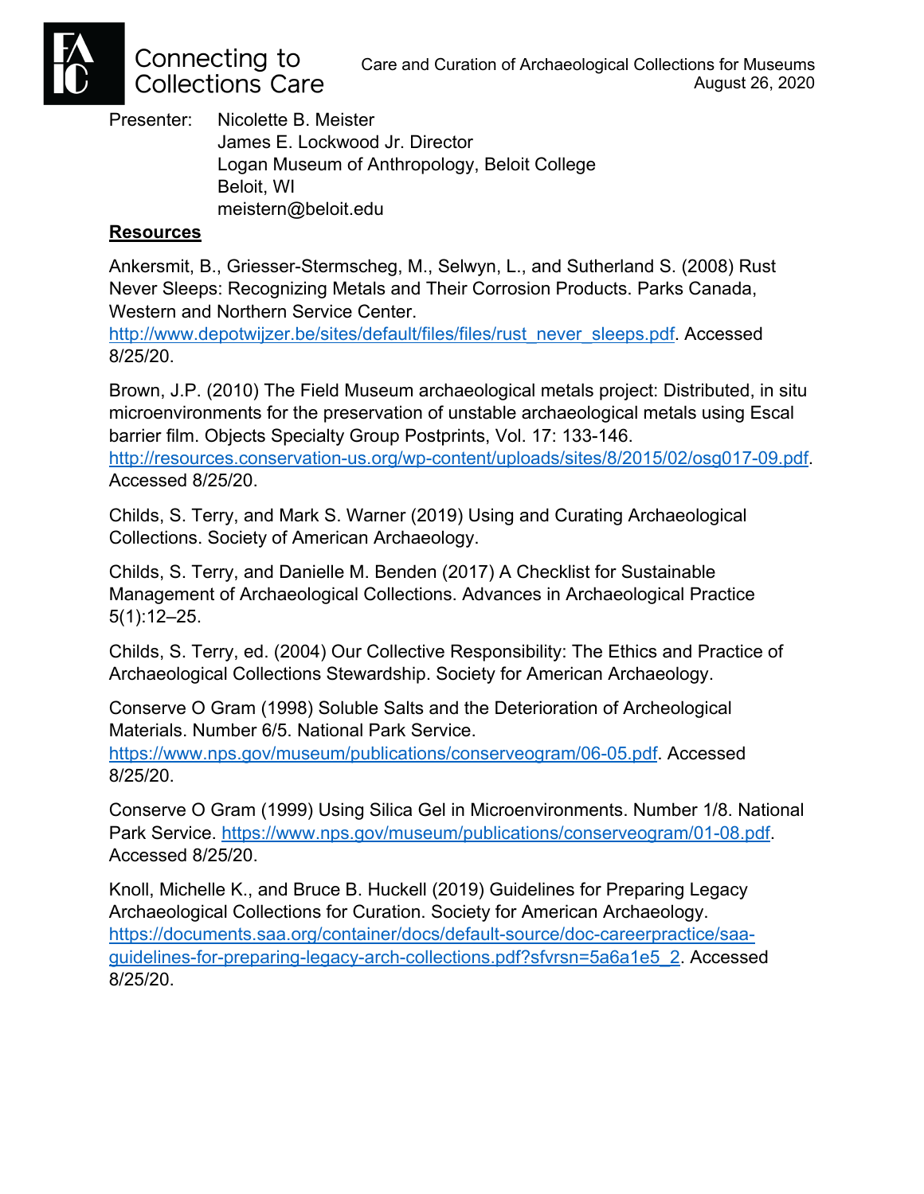Connecting to Collections Care

Care and Curation of Archaeological Collections for Museums
August 26, 2020

Presenter: Nicolette B. Meister
James E. Lockwood Jr. Director
Logan Museum of Anthropology, Beloit College
Beloit, WI
meistern@beloit.edu

## Resources

Ankersmit, B., Griesser-Stermscheg, M., Selwyn, L., and Sutherland S. (2008) Rust Never Sleeps: Recognizing Metals and Their Corrosion Products. Parks Canada, Western and Northern Service Center. http://www.depotwijzer.be/sites/default/files/files/rust_never_sleeps.pdf. Accessed 8/25/20.

Brown, J.P. (2010) The Field Museum archaeological metals project: Distributed, in situ microenvironments for the preservation of unstable archaeological metals using Escal barrier film. Objects Specialty Group Postprints, Vol. 17: 133-146. http://resources.conservation-us.org/wp-content/uploads/sites/8/2015/02/osg017-09.pdf. Accessed 8/25/20.

Childs, S. Terry, and Mark S. Warner (2019) Using and Curating Archaeological Collections. Society of American Archaeology.

Childs, S. Terry, and Danielle M. Benden (2017) A Checklist for Sustainable Management of Archaeological Collections. Advances in Archaeological Practice 5(1):12–25.

Childs, S. Terry, ed. (2004) Our Collective Responsibility: The Ethics and Practice of Archaeological Collections Stewardship. Society for American Archaeology.

Conserve O Gram (1998) Soluble Salts and the Deterioration of Archeological Materials. Number 6/5. National Park Service. https://www.nps.gov/museum/publications/conserveogram/06-05.pdf. Accessed 8/25/20.

Conserve O Gram (1999) Using Silica Gel in Microenvironments. Number 1/8. National Park Service. https://www.nps.gov/museum/publications/conserveogram/01-08.pdf. Accessed 8/25/20.

Knoll, Michelle K., and Bruce B. Huckell (2019) Guidelines for Preparing Legacy Archaeological Collections for Curation. Society for American Archaeology. https://documents.saa.org/container/docs/default-source/doc-careerpractice/saa-guidelines-for-preparing-legacy-arch-collections.pdf?sfvrsn=5a6a1e5_2. Accessed 8/25/20.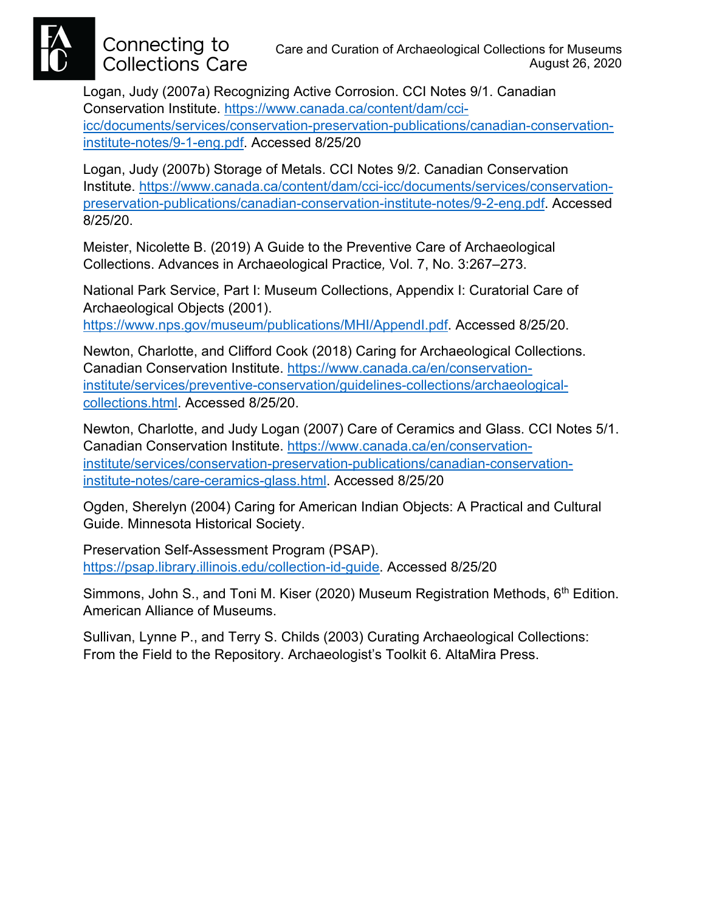Logan, Judy (2007a) Recognizing Active Corrosion. CCI Notes 9/1. Canadian Conservation Institute. https://www.canada.ca/content/dam/cci-icc/documents/services/conservation-preservation-publications/canadian-conservation-institute-notes/9-1-eng.pdf. Accessed 8/25/20

Logan, Judy (2007b) Storage of Metals. CCI Notes 9/2. Canadian Conservation Institute. https://www.canada.ca/content/dam/cci-icc/documents/services/conservation-preservation-publications/canadian-conservation-institute-notes/9-2-eng.pdf. Accessed 8/25/20.

Meister, Nicolette B. (2019) A Guide to the Preventive Care of Archaeological Collections. Advances in Archaeological Practice*,* Vol. 7, No. 3:267–273.

National Park Service, Part I: Museum Collections, Appendix I: Curatorial Care of Archaeological Objects (2001). https://www.nps.gov/museum/publications/MHI/AppendI.pdf. Accessed 8/25/20.

Newton, Charlotte, and Clifford Cook (2018) Caring for Archaeological Collections. Canadian Conservation Institute. https://www.canada.ca/en/conservation-institute/services/preventive-conservation/guidelines-collections/archaeological-collections.html. Accessed 8/25/20.

Newton, Charlotte, and Judy Logan (2007) Care of Ceramics and Glass. CCI Notes 5/1. Canadian Conservation Institute. https://www.canada.ca/en/conservation-institute/services/conservation-preservation-publications/canadian-conservation-institute-notes/care-ceramics-glass.html. Accessed 8/25/20

Ogden, Sherelyn (2004) Caring for American Indian Objects: A Practical and Cultural Guide. Minnesota Historical Society.

Preservation Self-Assessment Program (PSAP). https://psap.library.illinois.edu/collection-id-guide. Accessed 8/25/20

Simmons, John S., and Toni M. Kiser (2020) Museum Registration Methods, 6th Edition. American Alliance of Museums.

Sullivan, Lynne P., and Terry S. Childs (2003) Curating Archaeological Collections: From the Field to the Repository. Archaeologist's Toolkit 6. AltaMira Press.